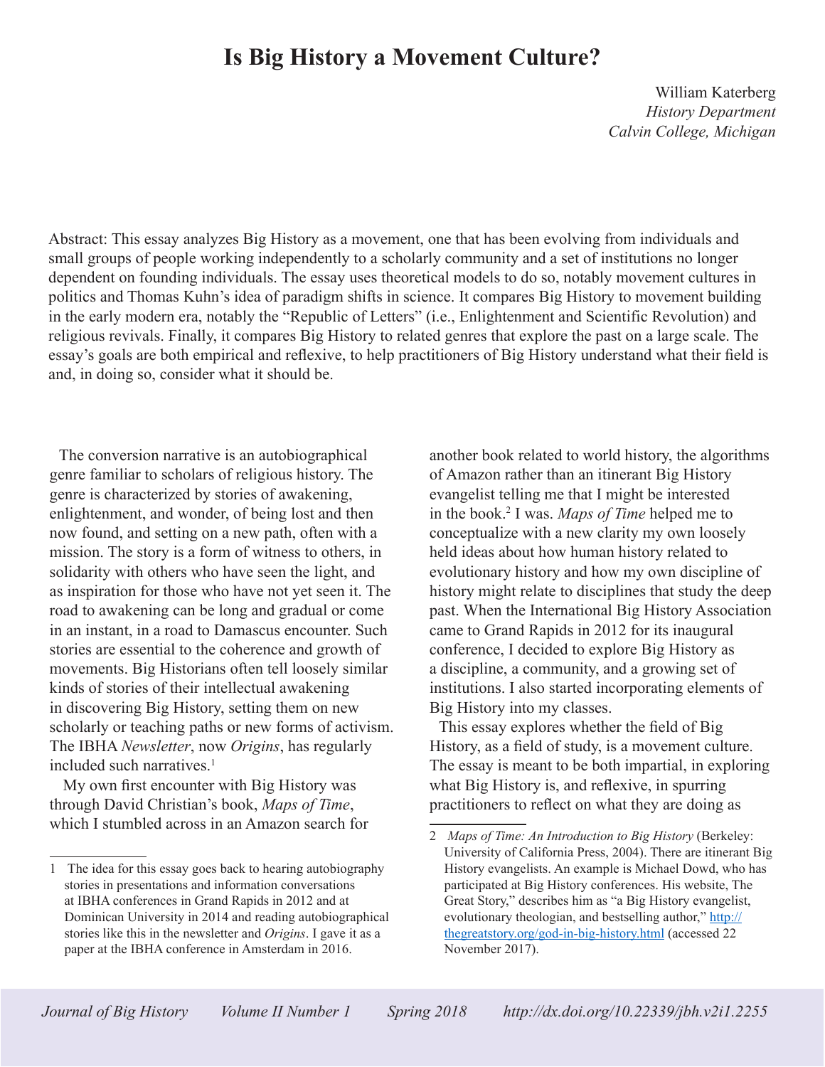# Is Big History a Movement Culture?

William Katerberg
*History Department*
*Calvin College, Michigan*

Abstract: This essay analyzes Big History as a movement, one that has been evolving from individuals and small groups of people working independently to a scholarly community and a set of institutions no longer dependent on founding individuals. The essay uses theoretical models to do so, notably movement cultures in politics and Thomas Kuhn's idea of paradigm shifts in science. It compares Big History to movement building in the early modern era, notably the "Republic of Letters" (i.e., Enlightenment and Scientific Revolution) and religious revivals. Finally, it compares Big History to related genres that explore the past on a large scale. The essay's goals are both empirical and reflexive, to help practitioners of Big History understand what their field is and, in doing so, consider what it should be.

The conversion narrative is an autobiographical genre familiar to scholars of religious history. The genre is characterized by stories of awakening, enlightenment, and wonder, of being lost and then now found, and setting on a new path, often with a mission. The story is a form of witness to others, in solidarity with others who have seen the light, and as inspiration for those who have not yet seen it. The road to awakening can be long and gradual or come in an instant, in a road to Damascus encounter. Such stories are essential to the coherence and growth of movements. Big Historians often tell loosely similar kinds of stories of their intellectual awakening in discovering Big History, setting them on new scholarly or teaching paths or new forms of activism. The IBHA *Newsletter*, now *Origins*, has regularly included such narratives.[1]

My own first encounter with Big History was through David Christian's book, *Maps of Time*, which I stumbled across in an Amazon search for another book related to world history, the algorithms of Amazon rather than an itinerant Big History evangelist telling me that I might be interested in the book.[2] I was. *Maps of Time* helped me to conceptualize with a new clarity my own loosely held ideas about how human history related to evolutionary history and how my own discipline of history might relate to disciplines that study the deep past. When the International Big History Association came to Grand Rapids in 2012 for its inaugural conference, I decided to explore Big History as a discipline, a community, and a growing set of institutions. I also started incorporating elements of Big History into my classes.

This essay explores whether the field of Big History, as a field of study, is a movement culture. The essay is meant to be both impartial, in exploring what Big History is, and reflexive, in spurring practitioners to reflect on what they are doing as

---

1 The idea for this essay goes back to hearing autobiography stories in presentations and information conversations at IBHA conferences in Grand Rapids in 2012 and at Dominican University in 2014 and reading autobiographical stories like this in the newsletter and *Origins*. I gave it as a paper at the IBHA conference in Amsterdam in 2016.

2 *Maps of Time: An Introduction to Big History* (Berkeley: University of California Press, 2004). There are itinerant Big History evangelists. An example is Michael Dowd, who has participated at Big History conferences. His website, The Great Story," describes him as "a Big History evangelist, evolutionary theologian, and bestselling author," http://thegreatstory.org/god-in-big-history.html (accessed 22 November 2017).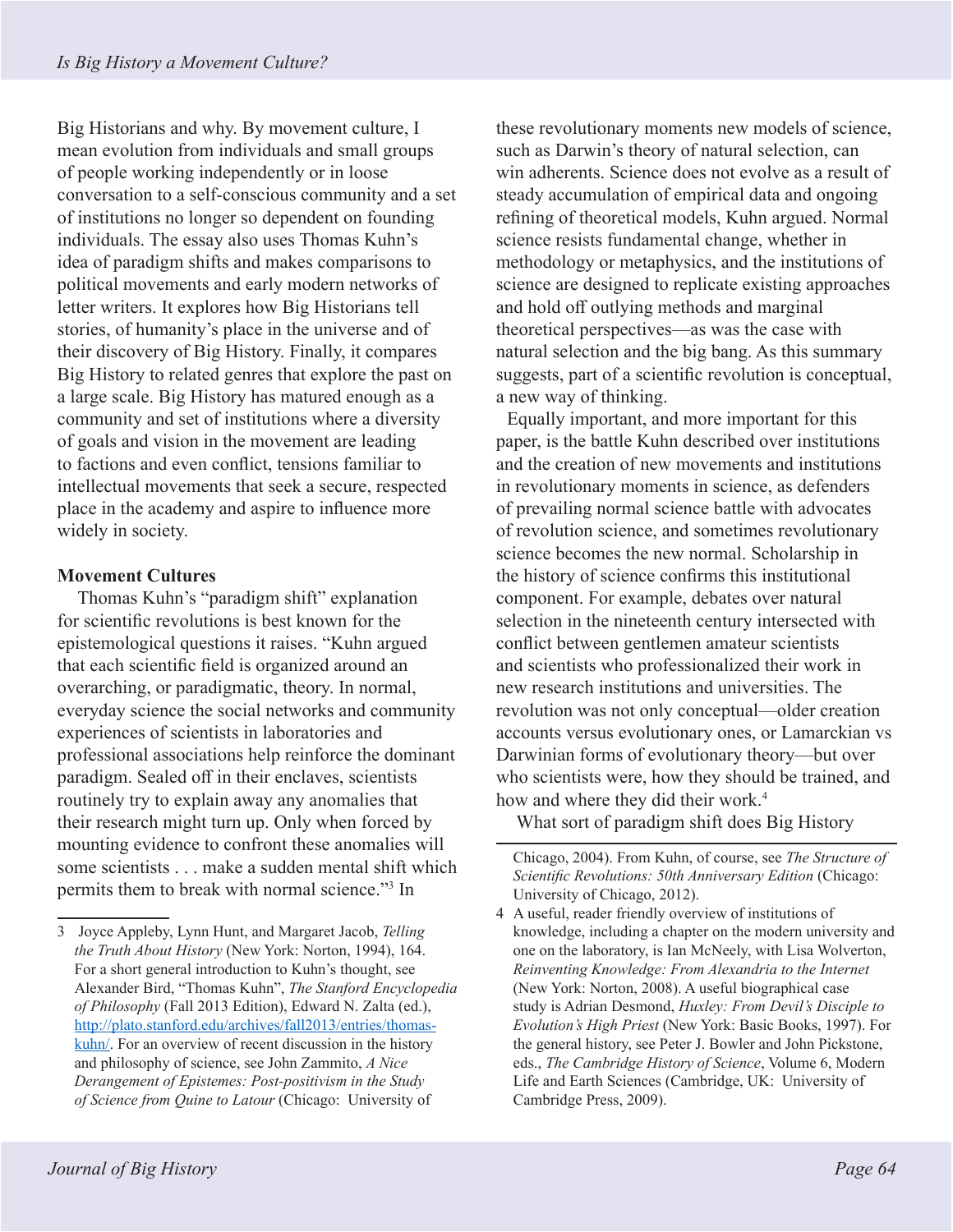Big Historians and why. By movement culture, I mean evolution from individuals and small groups of people working independently or in loose conversation to a self-conscious community and a set of institutions no longer so dependent on founding individuals. The essay also uses Thomas Kuhn's idea of paradigm shifts and makes comparisons to political movements and early modern networks of letter writers. It explores how Big Historians tell stories, of humanity's place in the universe and of their discovery of Big History. Finally, it compares Big History to related genres that explore the past on a large scale. Big History has matured enough as a community and set of institutions where a diversity of goals and vision in the movement are leading to factions and even conflict, tensions familiar to intellectual movements that seek a secure, respected place in the academy and aspire to influence more widely in society.

**Movement Cultures**

Thomas Kuhn's "paradigm shift" explanation for scientific revolutions is best known for the epistemological questions it raises. "Kuhn argued that each scientific field is organized around an overarching, or paradigmatic, theory. In normal, everyday science the social networks and community experiences of scientists in laboratories and professional associations help reinforce the dominant paradigm. Sealed off in their enclaves, scientists routinely try to explain away any anomalies that their research might turn up. Only when forced by mounting evidence to confront these anomalies will some scientists . . . make a sudden mental shift which permits them to break with normal science."[3] In these revolutionary moments new models of science, such as Darwin's theory of natural selection, can win adherents. Science does not evolve as a result of steady accumulation of empirical data and ongoing refining of theoretical models, Kuhn argued. Normal science resists fundamental change, whether in methodology or metaphysics, and the institutions of science are designed to replicate existing approaches and hold off outlying methods and marginal theoretical perspectives—as was the case with natural selection and the big bang. As this summary suggests, part of a scientific revolution is conceptual, a new way of thinking.

Equally important, and more important for this paper, is the battle Kuhn described over institutions and the creation of new movements and institutions in revolutionary moments in science, as defenders of prevailing normal science battle with advocates of revolution science, and sometimes revolutionary science becomes the new normal. Scholarship in the history of science confirms this institutional component. For example, debates over natural selection in the nineteenth century intersected with conflict between gentlemen amateur scientists and scientists who professionalized their work in new research institutions and universities. The revolution was not only conceptual—older creation accounts versus evolutionary ones, or Lamarckian vs Darwinian forms of evolutionary theory—but over who scientists were, how they should be trained, and how and where they did their work.[4]

What sort of paradigm shift does Big History

---

3 Joyce Appleby, Lynn Hunt, and Margaret Jacob, *Telling the Truth About History* (New York: Norton, 1994), 164. For a short general introduction to Kuhn's thought, see Alexander Bird, "Thomas Kuhn", *The Stanford Encyclopedia of Philosophy* (Fall 2013 Edition), Edward N. Zalta (ed.), http://plato.stanford.edu/archives/fall2013/entries/thomas-kuhn/. For an overview of recent discussion in the history and philosophy of science, see John Zammito, *A Nice Derangement of Epistemes: Post-positivism in the Study of Science from Quine to Latour* (Chicago: University of Chicago, 2004). From Kuhn, of course, see *The Structure of Scientific Revolutions: 50th Anniversary Edition* (Chicago: University of Chicago, 2012).

4 A useful, reader friendly overview of institutions of knowledge, including a chapter on the modern university and one on the laboratory, is Ian McNeely, with Lisa Wolverton, *Reinventing Knowledge: From Alexandria to the Internet* (New York: Norton, 2008). A useful biographical case study is Adrian Desmond, *Huxley: From Devil's Disciple to Evolution's High Priest* (New York: Basic Books, 1997). For the general history, see Peter J. Bowler and John Pickstone, eds., *The Cambridge History of Science*, Volume 6, Modern Life and Earth Sciences (Cambridge, UK: University of Cambridge Press, 2009).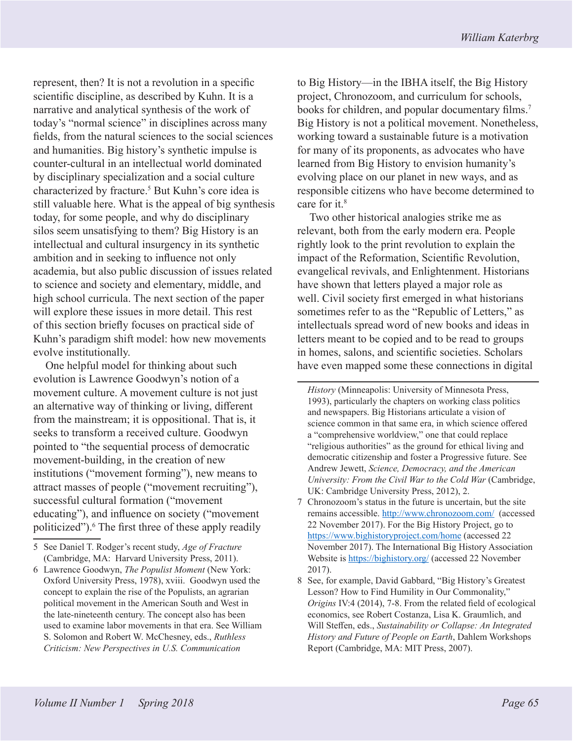represent, then? It is not a revolution in a specific scientific discipline, as described by Kuhn. It is a narrative and analytical synthesis of the work of today's "normal science" in disciplines across many fields, from the natural sciences to the social sciences and humanities. Big history's synthetic impulse is counter-cultural in an intellectual world dominated by disciplinary specialization and a social culture characterized by fracture.[5] But Kuhn's core idea is still valuable here. What is the appeal of big synthesis today, for some people, and why do disciplinary silos seem unsatisfying to them? Big History is an intellectual and cultural insurgency in its synthetic ambition and in seeking to influence not only academia, but also public discussion of issues related to science and society and elementary, middle, and high school curricula. The next section of the paper will explore these issues in more detail. This rest of this section briefly focuses on practical side of Kuhn's paradigm shift model: how new movements evolve institutionally.

One helpful model for thinking about such evolution is Lawrence Goodwyn's notion of a movement culture. A movement culture is not just an alternative way of thinking or living, different from the mainstream; it is oppositional. That is, it seeks to transform a received culture. Goodwyn pointed to "the sequential process of democratic movement-building, in the creation of new institutions ("movement forming"), new means to attract masses of people ("movement recruiting"), successful cultural formation ("movement educating"), and influence on society ("movement politicized").[6] The first three of these apply readily to Big History—in the IBHA itself, the Big History project, Chronozoom, and curriculum for schools, books for children, and popular documentary films.[7] Big History is not a political movement. Nonetheless, working toward a sustainable future is a motivation for many of its proponents, as advocates who have learned from Big History to envision humanity's evolving place on our planet in new ways, and as responsible citizens who have become determined to care for it.[8]

Two other historical analogies strike me as relevant, both from the early modern era. People rightly look to the print revolution to explain the impact of the Reformation, Scientific Revolution, evangelical revivals, and Enlightenment. Historians have shown that letters played a major role as well. Civil society first emerged in what historians sometimes refer to as the "Republic of Letters," as intellectuals spread word of new books and ideas in letters meant to be copied and to be read to groups in homes, salons, and scientific societies. Scholars have even mapped some these connections in digital

---

5 See Daniel T. Rodger's recent study, *Age of Fracture* (Cambridge, MA: Harvard University Press, 2011).

6 Lawrence Goodwyn, *The Populist Moment* (New York: Oxford University Press, 1978), xviii. Goodwyn used the concept to explain the rise of the Populists, an agrarian political movement in the American South and West in the late-nineteenth century. The concept also has been used to examine labor movements in that era. See William S. Solomon and Robert W. McChesney, eds., *Ruthless Criticism: New Perspectives in U.S. Communication History* (Minneapolis: University of Minnesota Press, 1993), particularly the chapters on working class politics and newspapers. Big Historians articulate a vision of science common in that same era, in which science offered a "comprehensive worldview," one that could replace "religious authorities" as the ground for ethical living and democratic citizenship and foster a Progressive future. See Andrew Jewett, *Science, Democracy, and the American University: From the Civil War to the Cold War* (Cambridge, UK: Cambridge University Press, 2012), 2.

7 Chronozoom's status in the future is uncertain, but the site remains accessible. http://www.chronozoom.com/ (accessed 22 November 2017). For the Big History Project, go to https://www.bighistoryproject.com/home (accessed 22 November 2017). The International Big History Association Website is https://bighistory.org/ (accessed 22 November 2017).

8 See, for example, David Gabbard, "Big History's Greatest Lesson? How to Find Humility in Our Commonality," *Origins* IV:4 (2014), 7-8. From the related field of ecological economics, see Robert Costanza, Lisa K. Graumlich, and Will Steffen, eds., *Sustainability or Collapse: An Integrated History and Future of People on Earth*, Dahlem Workshops Report (Cambridge, MA: MIT Press, 2007).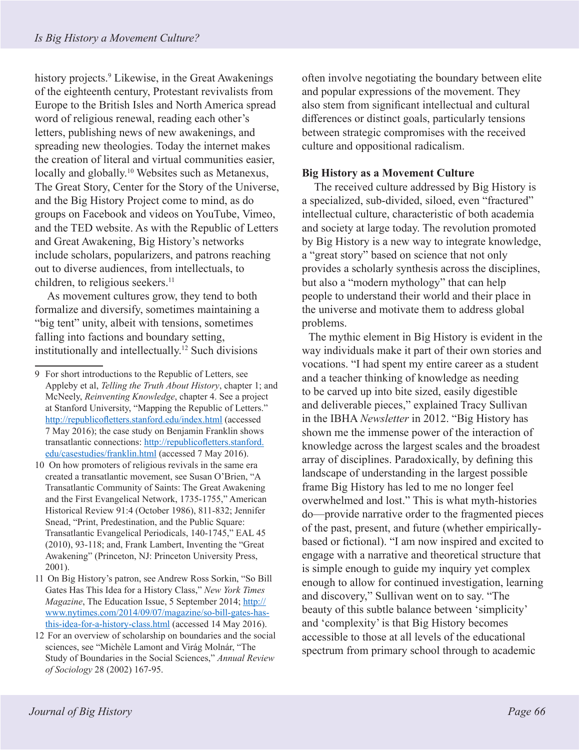history projects.[9] Likewise, in the Great Awakenings of the eighteenth century, Protestant revivalists from Europe to the British Isles and North America spread word of religious renewal, reading each other's letters, publishing news of new awakenings, and spreading new theologies. Today the internet makes the creation of literal and virtual communities easier, locally and globally.[10] Websites such as Metanexus, The Great Story, Center for the Story of the Universe, and the Big History Project come to mind, as do groups on Facebook and videos on YouTube, Vimeo, and the TED website. As with the Republic of Letters and Great Awakening, Big History's networks include scholars, popularizers, and patrons reaching out to diverse audiences, from intellectuals, to children, to religious seekers.[11]

As movement cultures grow, they tend to both formalize and diversify, sometimes maintaining a "big tent" unity, albeit with tensions, sometimes falling into factions and boundary setting, institutionally and intellectually.[12] Such divisions often involve negotiating the boundary between elite and popular expressions of the movement. They also stem from significant intellectual and cultural differences or distinct goals, particularly tensions between strategic compromises with the received culture and oppositional radicalism.

## Big History as a Movement Culture

The received culture addressed by Big History is a specialized, sub-divided, siloed, even "fractured" intellectual culture, characteristic of both academia and society at large today. The revolution promoted by Big History is a new way to integrate knowledge, a "great story" based on science that not only provides a scholarly synthesis across the disciplines, but also a "modern mythology" that can help people to understand their world and their place in the universe and motivate them to address global problems.

The mythic element in Big History is evident in the way individuals make it part of their own stories and vocations. "I had spent my entire career as a student and a teacher thinking of knowledge as needing to be carved up into bite sized, easily digestible and deliverable pieces," explained Tracy Sullivan in the IBHA *Newsletter* in 2012. "Big History has shown me the immense power of the interaction of knowledge across the largest scales and the broadest array of disciplines. Paradoxically, by defining this landscape of understanding in the largest possible frame Big History has led to me no longer feel overwhelmed and lost." This is what myth-histories do—provide narrative order to the fragmented pieces of the past, present, and future (whether empirically-based or fictional). "I am now inspired and excited to engage with a narrative and theoretical structure that is simple enough to guide my inquiry yet complex enough to allow for continued investigation, learning and discovery," Sullivan went on to say. "The beauty of this subtle balance between 'simplicity' and 'complexity' is that Big History becomes accessible to those at all levels of the educational spectrum from primary school through to academic

---

9 For short introductions to the Republic of Letters, see Appleby et al, *Telling the Truth About History*, chapter 1; and McNeely, *Reinventing Knowledge*, chapter 4. See a project at Stanford University, "Mapping the Republic of Letters." http://republicofletters.stanford.edu/index.html (accessed 7 May 2016); the case study on Benjamin Franklin shows transatlantic connections: http://republicofletters.stanford.edu/casestudies/franklin.html (accessed 7 May 2016).

10 On how promoters of religious revivals in the same era created a transatlantic movement, see Susan O'Brien, "A Transatlantic Community of Saints: The Great Awakening and the First Evangelical Network, 1735-1755," American Historical Review 91:4 (October 1986), 811-832; Jennifer Snead, "Print, Predestination, and the Public Square: Transatlantic Evangelical Periodicals, 140-1745," EAL 45 (2010), 93-118; and, Frank Lambert, Inventing the "Great Awakening" (Princeton, NJ: Princeton University Press, 2001).

11 On Big History's patron, see Andrew Ross Sorkin, "So Bill Gates Has This Idea for a History Class," *New York Times Magazine*, The Education Issue, 5 September 2014; http://www.nytimes.com/2014/09/07/magazine/so-bill-gates-has-this-idea-for-a-history-class.html (accessed 14 May 2016).

12 For an overview of scholarship on boundaries and the social sciences, see "Michèle Lamont and Virág Molnár, "The Study of Boundaries in the Social Sciences," *Annual Review of Sociology* 28 (2002) 167-95.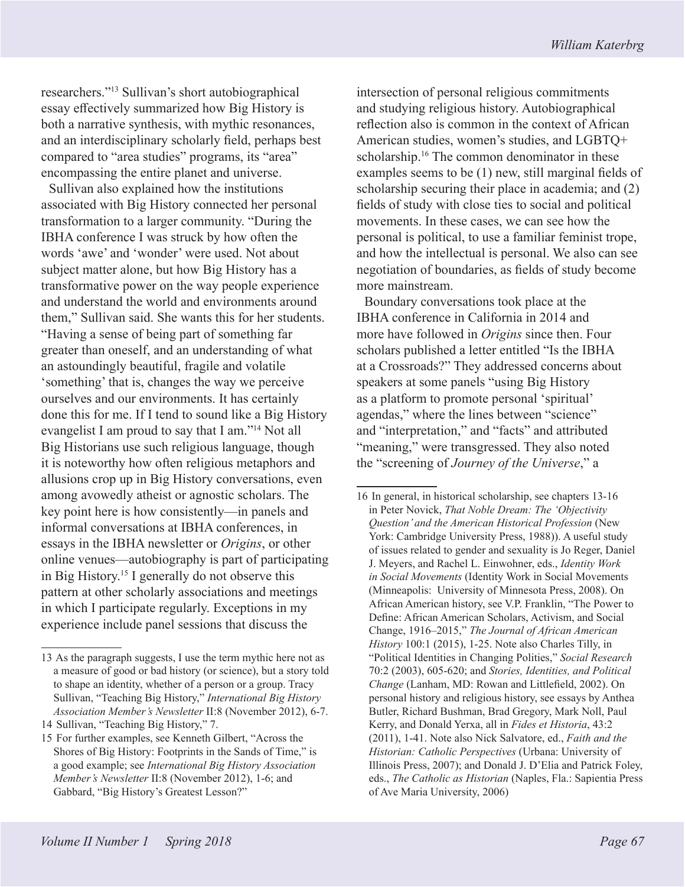researchers."[13] Sullivan's short autobiographical essay effectively summarized how Big History is both a narrative synthesis, with mythic resonances, and an interdisciplinary scholarly field, perhaps best compared to "area studies" programs, its "area" encompassing the entire planet and universe.

Sullivan also explained how the institutions associated with Big History connected her personal transformation to a larger community. "During the IBHA conference I was struck by how often the words 'awe' and 'wonder' were used. Not about subject matter alone, but how Big History has a transformative power on the way people experience and understand the world and environments around them," Sullivan said. She wants this for her students. "Having a sense of being part of something far greater than oneself, and an understanding of what an astoundingly beautiful, fragile and volatile 'something' that is, changes the way we perceive ourselves and our environments. It has certainly done this for me. If I tend to sound like a Big History evangelist I am proud to say that I am."[14] Not all Big Historians use such religious language, though it is noteworthy how often religious metaphors and allusions crop up in Big History conversations, even among avowedly atheist or agnostic scholars. The key point here is how consistently—in panels and informal conversations at IBHA conferences, in essays in the IBHA newsletter or *Origins*, or other online venues—autobiography is part of participating in Big History.[15] I generally do not observe this pattern at other scholarly associations and meetings in which I participate regularly. Exceptions in my experience include panel sessions that discuss the intersection of personal religious commitments and studying religious history. Autobiographical reflection also is common in the context of African American studies, women's studies, and LGBTQ+ scholarship.[16] The common denominator in these examples seems to be (1) new, still marginal fields of scholarship securing their place in academia; and (2) fields of study with close ties to social and political movements. In these cases, we can see how the personal is political, to use a familiar feminist trope, and how the intellectual is personal. We also can see negotiation of boundaries, as fields of study become more mainstream.

Boundary conversations took place at the IBHA conference in California in 2014 and more have followed in *Origins* since then. Four scholars published a letter entitled "Is the IBHA at a Crossroads?" They addressed concerns about speakers at some panels "using Big History as a platform to promote personal 'spiritual' agendas," where the lines between "science" and "interpretation," and "facts" and attributed "meaning," were transgressed. They also noted the "screening of *Journey of the Universe*," a

---

13 As the paragraph suggests, I use the term mythic here not as a measure of good or bad history (or science), but a story told to shape an identity, whether of a person or a group. Tracy Sullivan, "Teaching Big History," *International Big History Association Member's Newsletter* II:8 (November 2012), 6-7.

14 Sullivan, "Teaching Big History," 7.

15 For further examples, see Kenneth Gilbert, "Across the Shores of Big History: Footprints in the Sands of Time," is a good example; see *International Big History Association Member's Newsletter* II:8 (November 2012), 1-6; and Gabbard, "Big History's Greatest Lesson?"

16 In general, in historical scholarship, see chapters 13-16 in Peter Novick, *That Noble Dream: The 'Objectivity Question' and the American Historical Profession* (New York: Cambridge University Press, 1988)). A useful study of issues related to gender and sexuality is Jo Reger, Daniel J. Meyers, and Rachel L. Einwohner, eds., *Identity Work in Social Movements* (Identity Work in Social Movements (Minneapolis: University of Minnesota Press, 2008). On African American history, see V.P. Franklin, "The Power to Define: African American Scholars, Activism, and Social Change, 1916–2015," *The Journal of African American History* 100:1 (2015), 1-25. Note also Charles Tilly, in "Political Identities in Changing Polities," *Social Research* 70:2 (2003), 605-620; and *Stories, Identities, and Political Change* (Lanham, MD: Rowan and Littlefield, 2002). On personal history and religious history, see essays by Anthea Butler, Richard Bushman, Brad Gregory, Mark Noll, Paul Kerry, and Donald Yerxa, all in *Fides et Historia*, 43:2 (2011), 1-41. Note also Nick Salvatore, ed., *Faith and the Historian: Catholic Perspectives* (Urbana: University of Illinois Press, 2007); and Donald J. D'Elia and Patrick Foley, eds., *The Catholic as Historian* (Naples, Fla.: Sapientia Press of Ave Maria University, 2006)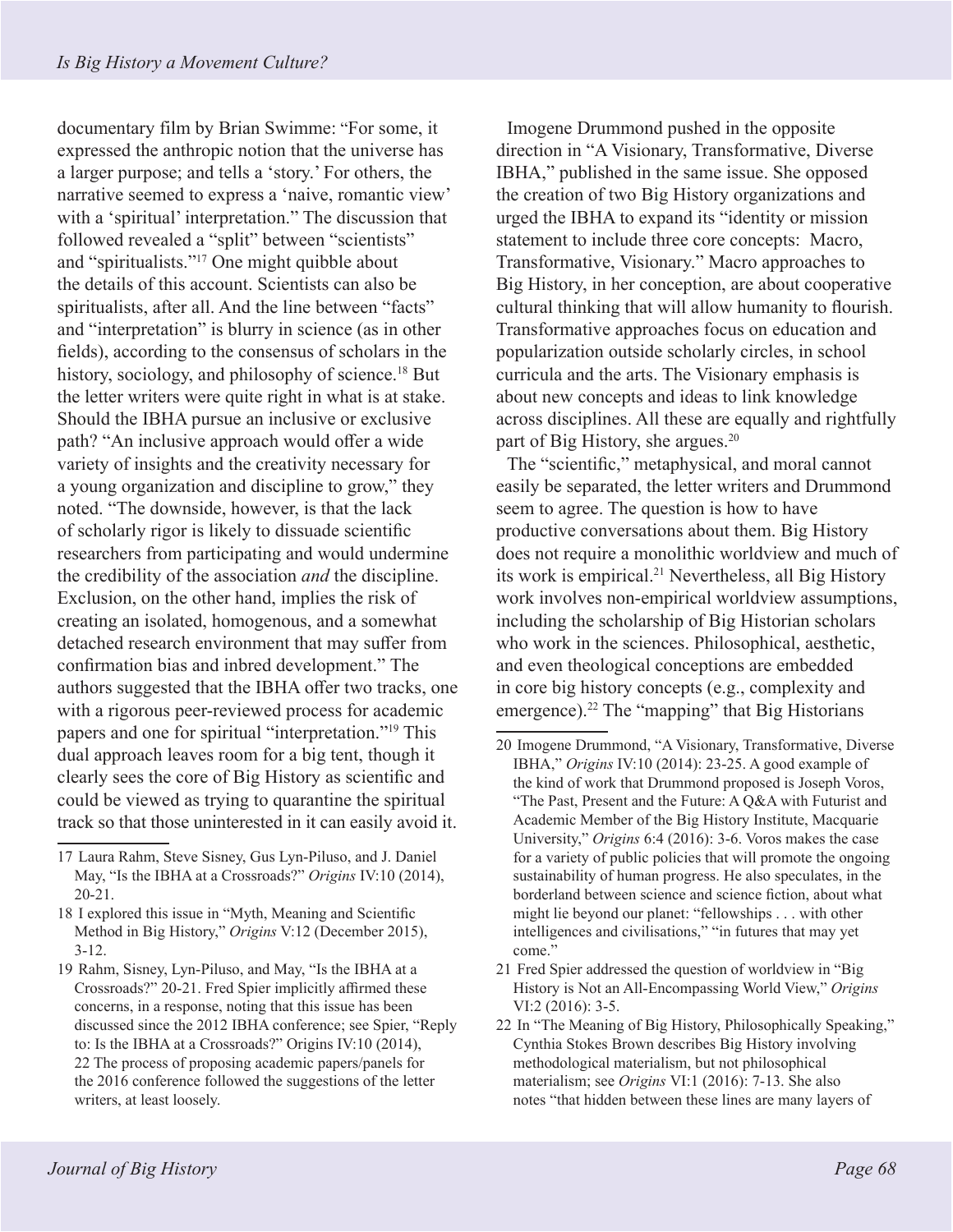documentary film by Brian Swimme: "For some, it expressed the anthropic notion that the universe has a larger purpose; and tells a 'story.' For others, the narrative seemed to express a 'naive, romantic view' with a 'spiritual' interpretation." The discussion that followed revealed a "split" between "scientists" and "spiritualists."[17] One might quibble about the details of this account. Scientists can also be spiritualists, after all. And the line between "facts" and "interpretation" is blurry in science (as in other fields), according to the consensus of scholars in the history, sociology, and philosophy of science.[18] But the letter writers were quite right in what is at stake. Should the IBHA pursue an inclusive or exclusive path? "An inclusive approach would offer a wide variety of insights and the creativity necessary for a young organization and discipline to grow," they noted. "The downside, however, is that the lack of scholarly rigor is likely to dissuade scientific researchers from participating and would undermine the credibility of the association *and* the discipline. Exclusion, on the other hand, implies the risk of creating an isolated, homogenous, and a somewhat detached research environment that may suffer from confirmation bias and inbred development." The authors suggested that the IBHA offer two tracks, one with a rigorous peer-reviewed process for academic papers and one for spiritual "interpretation."[19] This dual approach leaves room for a big tent, though it clearly sees the core of Big History as scientific and could be viewed as trying to quarantine the spiritual track so that those uninterested in it can easily avoid it.

Imogene Drummond pushed in the opposite direction in "A Visionary, Transformative, Diverse IBHA," published in the same issue. She opposed the creation of two Big History organizations and urged the IBHA to expand its "identity or mission statement to include three core concepts: Macro, Transformative, Visionary." Macro approaches to Big History, in her conception, are about cooperative cultural thinking that will allow humanity to flourish. Transformative approaches focus on education and popularization outside scholarly circles, in school curricula and the arts. The Visionary emphasis is about new concepts and ideas to link knowledge across disciplines. All these are equally and rightfully part of Big History, she argues.[20]

The "scientific," metaphysical, and moral cannot easily be separated, the letter writers and Drummond seem to agree. The question is how to have productive conversations about them. Big History does not require a monolithic worldview and much of its work is empirical.[21] Nevertheless, all Big History work involves non-empirical worldview assumptions, including the scholarship of Big Historian scholars who work in the sciences. Philosophical, aesthetic, and even theological conceptions are embedded in core big history concepts (e.g., complexity and emergence).[22] The "mapping" that Big Historians

---

17 Laura Rahm, Steve Sisney, Gus Lyn-Piluso, and J. Daniel May, "Is the IBHA at a Crossroads?" *Origins* IV:10 (2014), 20-21.

18 I explored this issue in "Myth, Meaning and Scientific Method in Big History," *Origins* V:12 (December 2015), 3-12.

19 Rahm, Sisney, Lyn-Piluso, and May, "Is the IBHA at a Crossroads?" 20-21. Fred Spier implicitly affirmed these concerns, in a response, noting that this issue has been discussed since the 2012 IBHA conference; see Spier, "Reply to: Is the IBHA at a Crossroads?" Origins IV:10 (2014), 22 The process of proposing academic papers/panels for the 2016 conference followed the suggestions of the letter writers, at least loosely.

20 Imogene Drummond, "A Visionary, Transformative, Diverse IBHA," *Origins* IV:10 (2014): 23-25. A good example of the kind of work that Drummond proposed is Joseph Voros, "The Past, Present and the Future: A Q&A with Futurist and Academic Member of the Big History Institute, Macquarie University," *Origins* 6:4 (2016): 3-6. Voros makes the case for a variety of public policies that will promote the ongoing sustainability of human progress. He also speculates, in the borderland between science and science fiction, about what might lie beyond our planet: "fellowships . . . with other intelligences and civilisations," "in futures that may yet come."

21 Fred Spier addressed the question of worldview in "Big History is Not an All-Encompassing World View," *Origins* VI:2 (2016): 3-5.

22 In "The Meaning of Big History, Philosophically Speaking," Cynthia Stokes Brown describes Big History involving methodological materialism, but not philosophical materialism; see *Origins* VI:1 (2016): 7-13. She also notes "that hidden between these lines are many layers of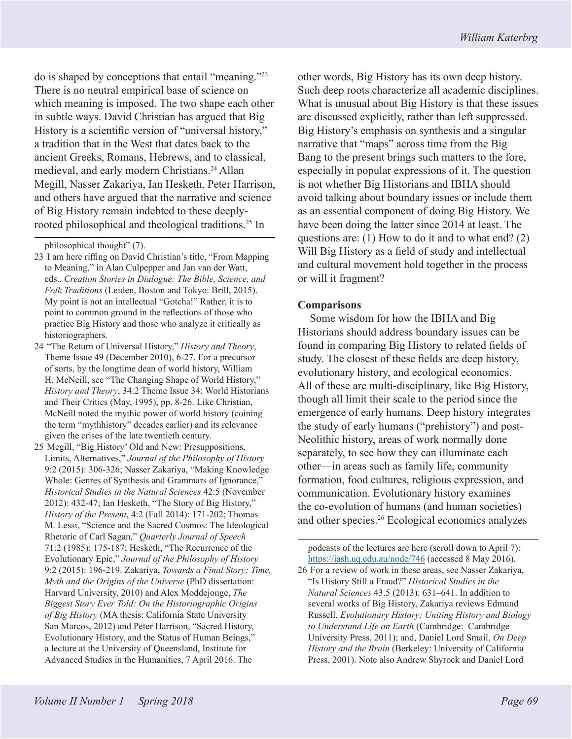do is shaped by conceptions that entail "meaning."[23] There is no neutral empirical base of science on which meaning is imposed. The two shape each other in subtle ways. David Christian has argued that Big History is a scientific version of "universal history," a tradition that in the West that dates back to the ancient Greeks, Romans, Hebrews, and to classical, medieval, and early modern Christians.[24] Allan Megill, Nasser Zakariya, Ian Hesketh, Peter Harrison, and others have argued that the narrative and science of Big History remain indebted to these deeply-rooted philosophical and theological traditions.[25] In other words, Big History has its own deep history. Such deep roots characterize all academic disciplines. What is unusual about Big History is that these issues are discussed explicitly, rather than left suppressed. Big History's emphasis on synthesis and a singular narrative that "maps" across time from the Big Bang to the present brings such matters to the fore, especially in popular expressions of it. The question is not whether Big Historians and IBHA should avoid talking about boundary issues or include them as an essential component of doing Big History. We have been doing the latter since 2014 at least. The questions are: (1) How to do it and to what end? (2) Will Big History as a field of study and intellectual and cultural movement hold together in the process or will it fragment?

**Comparisons**

Some wisdom for how the IBHA and Big Historians should address boundary issues can be found in comparing Big History to related fields of study. The closest of these fields are deep history, evolutionary history, and ecological economics. All of these are multi-disciplinary, like Big History, though all limit their scale to the period since the emergence of early humans. Deep history integrates the study of early humans ("prehistory") and post-Neolithic history, areas of work normally done separately, to see how they can illuminate each other—in areas such as family life, community formation, food cultures, religious expression, and communication. Evolutionary history examines the co-evolution of humans (and human societies) and other species.[26] Ecological economics analyzes

---

philosophical thought" (7).

23 I am here riffing on David Christian's title, "From Mapping to Meaning," in Alan Culpepper and Jan van der Watt, eds., *Creation Stories in Dialogue: The Bible, Science, and Folk Traditions* (Leiden, Boston and Tokyo: Brill, 2015). My point is not an intellectual "Gotcha!" Rather, it is to point to common ground in the reflections of those who practice Big History and those who analyze it critically as historiographers.

24 "The Return of Universal History," *History and Theory*, Theme Issue 49 (December 2010), 6-27. For a precursor of sorts, by the longtime dean of world history, William H. McNeill, see "The Changing Shape of World History," *History and Theory*, 34:2 Theme Issue 34: World Historians and Their Critics (May, 1995), pp. 8-26. Like Christian, McNeill noted the mythic power of world history (coining the term "mythhistory" decades earlier) and its relevance given the crises of the late twentieth century.

25 Megill, "Big History' Old and New: Presuppositions, Limits, Alternatives," *Journal of the Philosophy of History* 9:2 (2015): 306-326; Nasser Zakariya, "Making Knowledge Whole: Genres of Synthesis and Grammars of Ignorance," *Historical Studies in the Natural Sciences* 42:5 (November 2012): 432-47; Ian Hesketh, "The Story of Big History," *History of the Present*, 4:2 (Fall 2014): 171-202; Thomas M. Lessi, "Science and the Sacred Cosmos: The Ideological Rhetoric of Carl Sagan," *Quarterly Journal of Speech* 71:2 (1985): 175-187; Hesketh, "The Recurrence of the Evolutionary Epic," *Journal of the Philosophy of History* 9:2 (2015): 196-219. Zakariya, *Towards a Final Story: Time, Myth and the Origins of the Universe* (PhD dissertation: Harvard University, 2010) and Alex Moddejonge, *The Biggest Story Ever Told: On the Historiographic Origins of Big History* (MA thesis: California State University San Marcos, 2012) and Peter Harrison, "Sacred History, Evolutionary History, and the Status of Human Beings," a lecture at the University of Queensland, Institute for Advanced Studies in the Humanities, 7 April 2016. The podcasts of the lectures are here (scroll down to April 7): https://iash.uq.edu.au/node/746 (accessed 8 May 2016).

26 For a review of work in these areas, see Nasser Zakariya, "Is History Still a Fraud?" *Historical Studies in the Natural Sciences* 43.5 (2013): 631–641. In addition to several works of Big History, Zakariya reviews Edmund Russell, *Evolutionary History: Uniting History and Biology to Understand Life on Earth* (Cambridge: Cambridge University Press, 2011); and, Daniel Lord Smail, *On Deep History and the Brain* (Berkeley: University of California Press, 2001). Note also Andrew Shyrock and Daniel Lord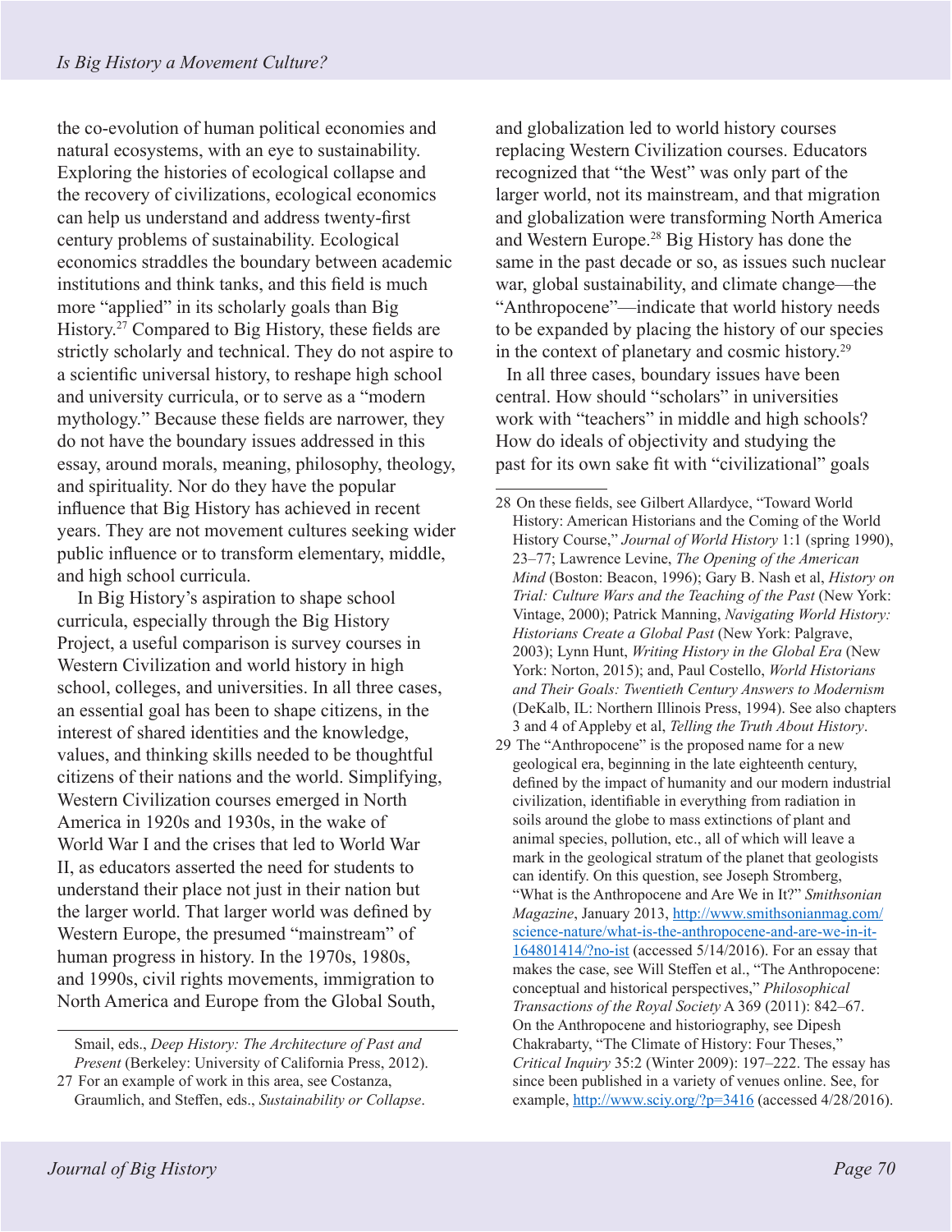the co-evolution of human political economies and natural ecosystems, with an eye to sustainability. Exploring the histories of ecological collapse and the recovery of civilizations, ecological economics can help us understand and address twenty-first century problems of sustainability. Ecological economics straddles the boundary between academic institutions and think tanks, and this field is much more "applied" in its scholarly goals than Big History.[27] Compared to Big History, these fields are strictly scholarly and technical. They do not aspire to a scientific universal history, to reshape high school and university curricula, or to serve as a "modern mythology." Because these fields are narrower, they do not have the boundary issues addressed in this essay, around morals, meaning, philosophy, theology, and spirituality. Nor do they have the popular influence that Big History has achieved in recent years. They are not movement cultures seeking wider public influence or to transform elementary, middle, and high school curricula.

In Big History's aspiration to shape school curricula, especially through the Big History Project, a useful comparison is survey courses in Western Civilization and world history in high school, colleges, and universities. In all three cases, an essential goal has been to shape citizens, in the interest of shared identities and the knowledge, values, and thinking skills needed to be thoughtful citizens of their nations and the world. Simplifying, Western Civilization courses emerged in North America in 1920s and 1930s, in the wake of World War I and the crises that led to World War II, as educators asserted the need for students to understand their place not just in their nation but the larger world. That larger world was defined by Western Europe, the presumed "mainstream" of human progress in history. In the 1970s, 1980s, and 1990s, civil rights movements, immigration to North America and Europe from the Global South, and globalization led to world history courses replacing Western Civilization courses. Educators recognized that "the West" was only part of the larger world, not its mainstream, and that migration and globalization were transforming North America and Western Europe.[28] Big History has done the same in the past decade or so, as issues such nuclear war, global sustainability, and climate change—the "Anthropocene"—indicate that world history needs to be expanded by placing the history of our species in the context of planetary and cosmic history.[29]

In all three cases, boundary issues have been central. How should "scholars" in universities work with "teachers" in middle and high schools? How do ideals of objectivity and studying the past for its own sake fit with "civilizational" goals

---

Smail, eds., *Deep History: The Architecture of Past and Present* (Berkeley: University of California Press, 2012).

27 For an example of work in this area, see Costanza, Graumlich, and Steffen, eds., *Sustainability or Collapse*.

28 On these fields, see Gilbert Allardyce, "Toward World History: American Historians and the Coming of the World History Course," *Journal of World History* 1:1 (spring 1990), 23–77; Lawrence Levine, *The Opening of the American Mind* (Boston: Beacon, 1996); Gary B. Nash et al, *History on Trial: Culture Wars and the Teaching of the Past* (New York: Vintage, 2000); Patrick Manning, *Navigating World History: Historians Create a Global Past* (New York: Palgrave, 2003); Lynn Hunt, *Writing History in the Global Era* (New York: Norton, 2015); and, Paul Costello, *World Historians and Their Goals: Twentieth Century Answers to Modernism* (DeKalb, IL: Northern Illinois Press, 1994). See also chapters 3 and 4 of Appleby et al, *Telling the Truth About History*.

29 The "Anthropocene" is the proposed name for a new geological era, beginning in the late eighteenth century, defined by the impact of humanity and our modern industrial civilization, identifiable in everything from radiation in soils around the globe to mass extinctions of plant and animal species, pollution, etc., all of which will leave a mark in the geological stratum of the planet that geologists can identify. On this question, see Joseph Stromberg, "What is the Anthropocene and Are We in It?" *Smithsonian Magazine*, January 2013, http://www.smithsonianmag.com/science-nature/what-is-the-anthropocene-and-are-we-in-it-164801414/?no-ist (accessed 5/14/2016). For an essay that makes the case, see Will Steffen et al., "The Anthropocene: conceptual and historical perspectives," *Philosophical Transactions of the Royal Society* A 369 (2011): 842–67. On the Anthropocene and historiography, see Dipesh Chakrabarty, "The Climate of History: Four Theses," *Critical Inquiry* 35:2 (Winter 2009): 197–222. The essay has since been published in a variety of venues online. See, for example, http://www.sciy.org/?p=3416 (accessed 4/28/2016).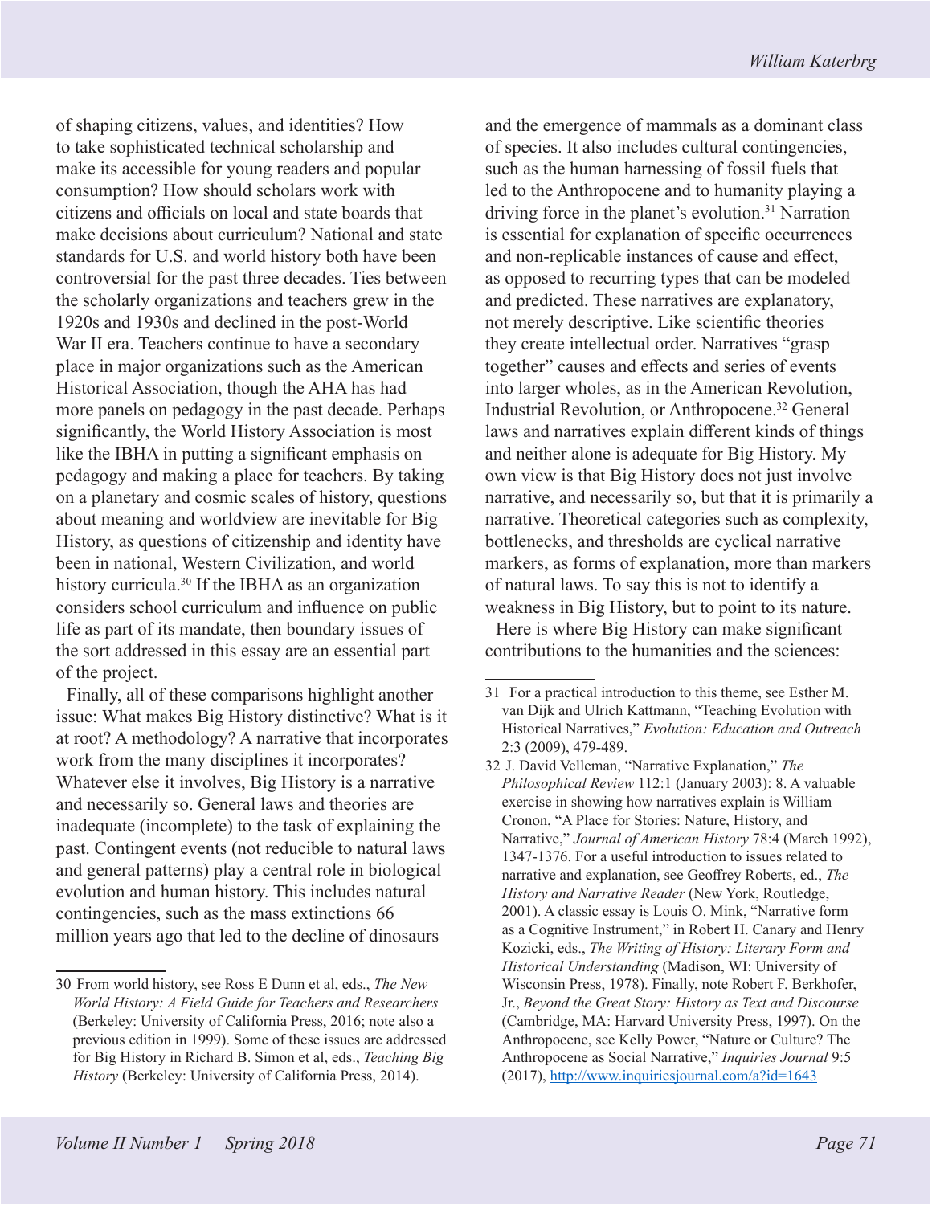of shaping citizens, values, and identities? How to take sophisticated technical scholarship and make its accessible for young readers and popular consumption? How should scholars work with citizens and officials on local and state boards that make decisions about curriculum? National and state standards for U.S. and world history both have been controversial for the past three decades. Ties between the scholarly organizations and teachers grew in the 1920s and 1930s and declined in the post-World War II era. Teachers continue to have a secondary place in major organizations such as the American Historical Association, though the AHA has had more panels on pedagogy in the past decade. Perhaps significantly, the World History Association is most like the IBHA in putting a significant emphasis on pedagogy and making a place for teachers. By taking on a planetary and cosmic scales of history, questions about meaning and worldview are inevitable for Big History, as questions of citizenship and identity have been in national, Western Civilization, and world history curricula.[30] If the IBHA as an organization considers school curriculum and influence on public life as part of its mandate, then boundary issues of the sort addressed in this essay are an essential part of the project.

Finally, all of these comparisons highlight another issue: What makes Big History distinctive? What is it at root? A methodology? A narrative that incorporates work from the many disciplines it incorporates? Whatever else it involves, Big History is a narrative and necessarily so. General laws and theories are inadequate (incomplete) to the task of explaining the past. Contingent events (not reducible to natural laws and general patterns) play a central role in biological evolution and human history. This includes natural contingencies, such as the mass extinctions 66 million years ago that led to the decline of dinosaurs and the emergence of mammals as a dominant class of species. It also includes cultural contingencies, such as the human harnessing of fossil fuels that led to the Anthropocene and to humanity playing a driving force in the planet's evolution.[31] Narration is essential for explanation of specific occurrences and non-replicable instances of cause and effect, as opposed to recurring types that can be modeled and predicted. These narratives are explanatory, not merely descriptive. Like scientific theories they create intellectual order. Narratives "grasp together" causes and effects and series of events into larger wholes, as in the American Revolution, Industrial Revolution, or Anthropocene.[32] General laws and narratives explain different kinds of things and neither alone is adequate for Big History. My own view is that Big History does not just involve narrative, and necessarily so, but that it is primarily a narrative. Theoretical categories such as complexity, bottlenecks, and thresholds are cyclical narrative markers, as forms of explanation, more than markers of natural laws. To say this is not to identify a weakness in Big History, but to point to its nature.

Here is where Big History can make significant contributions to the humanities and the sciences:

---

30 From world history, see Ross E Dunn et al, eds., *The New World History: A Field Guide for Teachers and Researchers* (Berkeley: University of California Press, 2016; note also a previous edition in 1999). Some of these issues are addressed for Big History in Richard B. Simon et al, eds., *Teaching Big History* (Berkeley: University of California Press, 2014).

31 For a practical introduction to this theme, see Esther M. van Dijk and Ulrich Kattmann, "Teaching Evolution with Historical Narratives," *Evolution: Education and Outreach* 2:3 (2009), 479-489.

32 J. David Velleman, "Narrative Explanation," *The Philosophical Review* 112:1 (January 2003): 8. A valuable exercise in showing how narratives explain is William Cronon, "A Place for Stories: Nature, History, and Narrative," *Journal of American History* 78:4 (March 1992), 1347-1376. For a useful introduction to issues related to narrative and explanation, see Geoffrey Roberts, ed., *The History and Narrative Reader* (New York, Routledge, 2001). A classic essay is Louis O. Mink, "Narrative form as a Cognitive Instrument," in Robert H. Canary and Henry Kozicki, eds., *The Writing of History: Literary Form and Historical Understanding* (Madison, WI: University of Wisconsin Press, 1978). Finally, note Robert F. Berkhofer, Jr., *Beyond the Great Story: History as Text and Discourse* (Cambridge, MA: Harvard University Press, 1997). On the Anthropocene, see Kelly Power, "Nature or Culture? The Anthropocene as Social Narrative," *Inquiries Journal* 9:5 (2017), http://www.inquiriesjournal.com/a?id=1643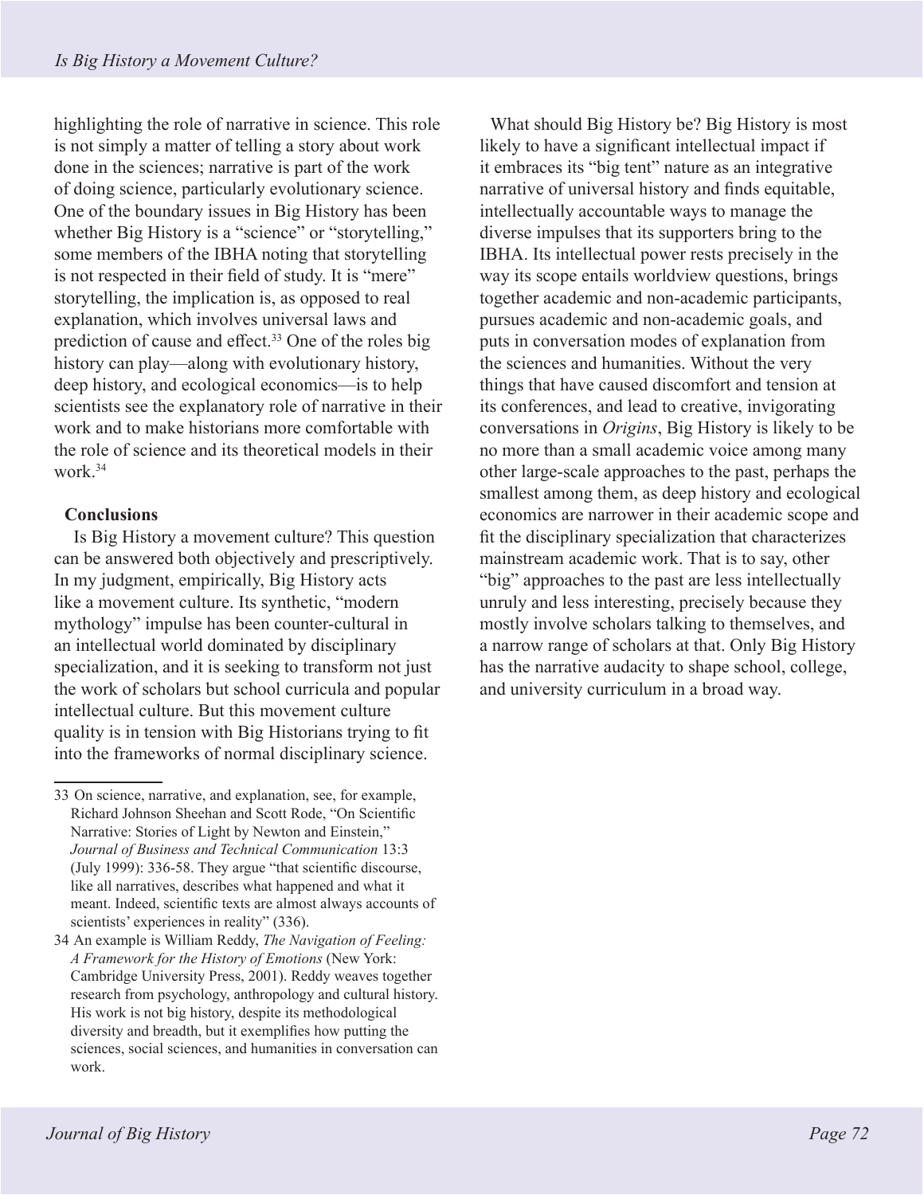highlighting the role of narrative in science. This role is not simply a matter of telling a story about work done in the sciences; narrative is part of the work of doing science, particularly evolutionary science. One of the boundary issues in Big History has been whether Big History is a "science" or "storytelling," some members of the IBHA noting that storytelling is not respected in their field of study. It is "mere" storytelling, the implication is, as opposed to real explanation, which involves universal laws and prediction of cause and effect.[33] One of the roles big history can play—along with evolutionary history, deep history, and ecological economics—is to help scientists see the explanatory role of narrative in their work and to make historians more comfortable with the role of science and its theoretical models in their work.[34]

## Conclusions

Is Big History a movement culture? This question can be answered both objectively and prescriptively. In my judgment, empirically, Big History acts like a movement culture. Its synthetic, "modern mythology" impulse has been counter-cultural in an intellectual world dominated by disciplinary specialization, and it is seeking to transform not just the work of scholars but school curricula and popular intellectual culture. But this movement culture quality is in tension with Big Historians trying to fit into the frameworks of normal disciplinary science.

What should Big History be? Big History is most likely to have a significant intellectual impact if it embraces its "big tent" nature as an integrative narrative of universal history and finds equitable, intellectually accountable ways to manage the diverse impulses that its supporters bring to the IBHA. Its intellectual power rests precisely in the way its scope entails worldview questions, brings together academic and non-academic participants, pursues academic and non-academic goals, and puts in conversation modes of explanation from the sciences and humanities. Without the very things that have caused discomfort and tension at its conferences, and lead to creative, invigorating conversations in *Origins*, Big History is likely to be no more than a small academic voice among many other large-scale approaches to the past, perhaps the smallest among them, as deep history and ecological economics are narrower in their academic scope and fit the disciplinary specialization that characterizes mainstream academic work. That is to say, other "big" approaches to the past are less intellectually unruly and less interesting, precisely because they mostly involve scholars talking to themselves, and a narrow range of scholars at that. Only Big History has the narrative audacity to shape school, college, and university curriculum in a broad way.

---

33 On science, narrative, and explanation, see, for example, Richard Johnson Sheehan and Scott Rode, "On Scientific Narrative: Stories of Light by Newton and Einstein," *Journal of Business and Technical Communication* 13:3 (July 1999): 336-58. They argue "that scientific discourse, like all narratives, describes what happened and what it meant. Indeed, scientific texts are almost always accounts of scientists' experiences in reality" (336).

34 An example is William Reddy, *The Navigation of Feeling: A Framework for the History of Emotions* (New York: Cambridge University Press, 2001). Reddy weaves together research from psychology, anthropology and cultural history. His work is not big history, despite its methodological diversity and breadth, but it exemplifies how putting the sciences, social sciences, and humanities in conversation can work.